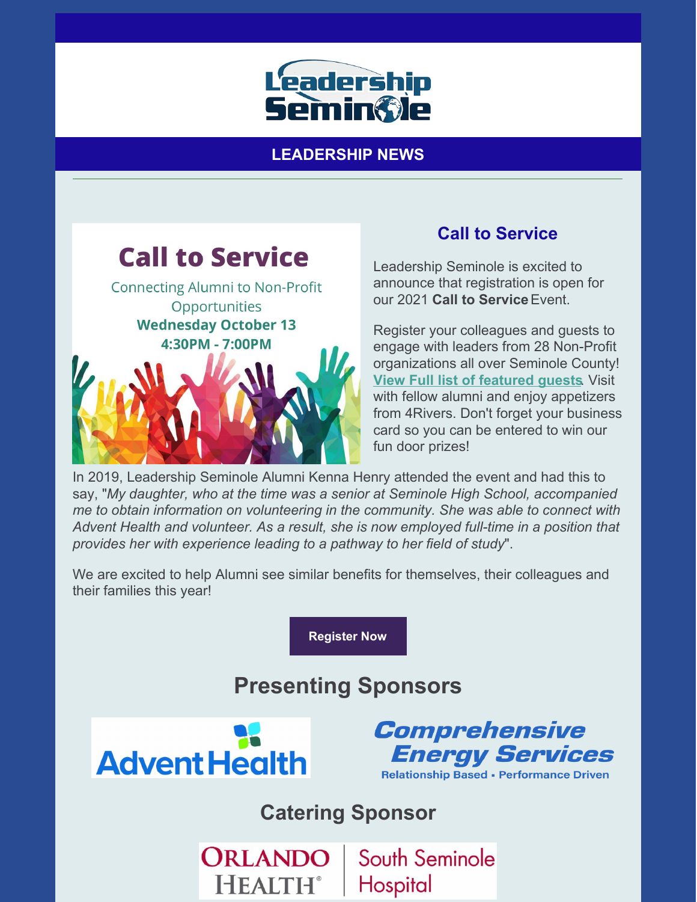Leadership Seminole

**LEADERSHIP NEWS**

---

Call to Service

Connecting Alumni to Non-Profit Opportunities

**Wednesday October 13**

**4:30PM - 7:00PM**

## Call to Service

Leadership Seminole is excited to announce that registration is open for our 2021 **Call to Service** Event.

Register your colleagues and guests to engage with leaders from 28 Non-Profit organizations all over Seminole County! **View Full list of featured guests**. Visit with fellow alumni and enjoy appetizers from 4Rivers. Don't forget your business card so you can be entered to win our fun door prizes!

In 2019, Leadership Seminole Alumni Kenna Henry attended the event and had this to say, "*My daughter, who at the time was a senior at Seminole High School, accompanied me to obtain information on volunteering in the community. She was able to connect with Advent Health and volunteer. As a result, she is now employed full-time in a position that provides her with experience leading to a pathway to her field of study*".

We are excited to help Alumni see similar benefits for themselves, their colleagues and their families this year!

**Register Now**

## Presenting Sponsors

AdventHealth

Comprehensive Energy Services
Relationship Based • Performance Driven

## Catering Sponsor

Orlando Health® | South Seminole Hospital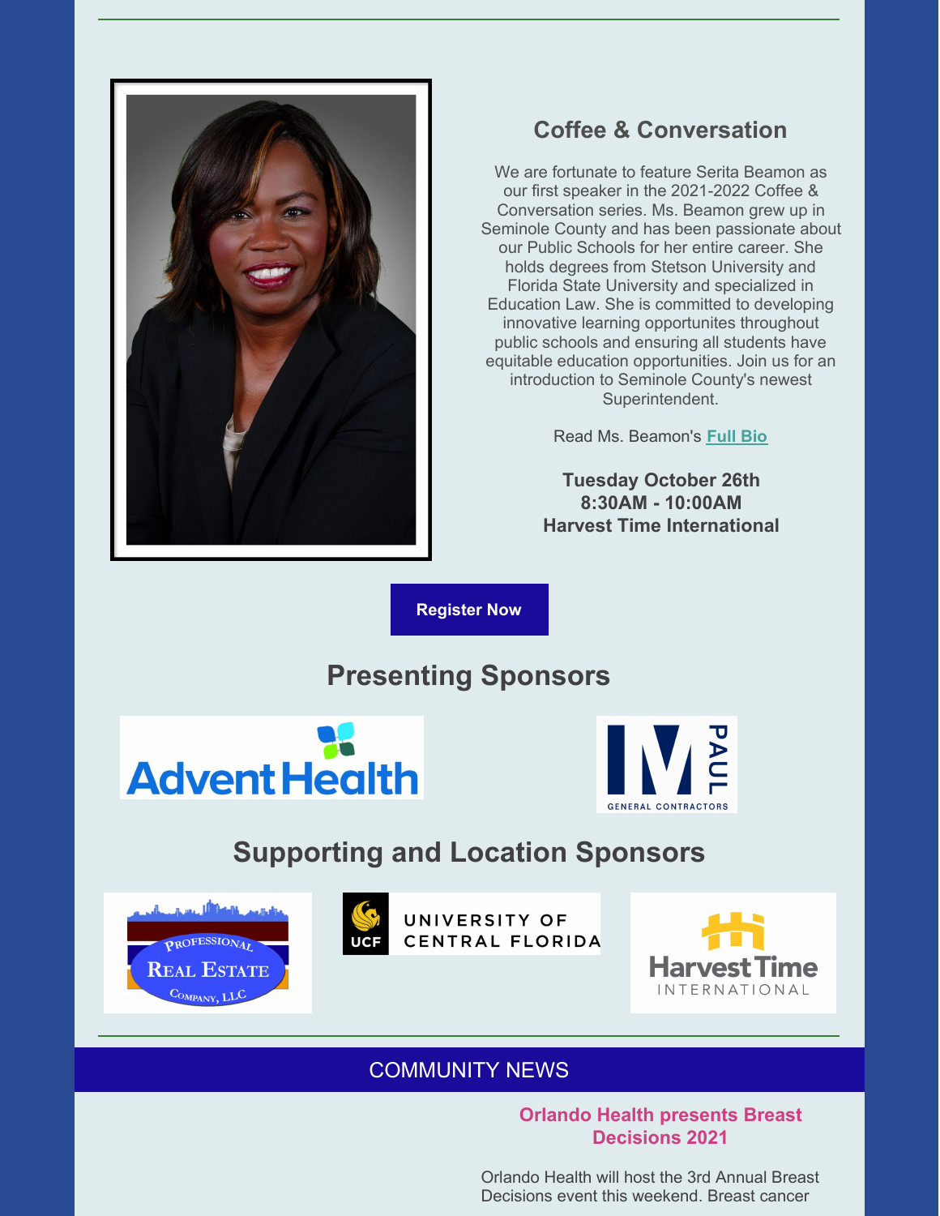## Coffee & Conversation

We are fortunate to feature Serita Beamon as our first speaker in the 2021-2022 Coffee & Conversation series. Ms. Beamon grew up in Seminole County and has been passionate about our Public Schools for her entire career. She holds degrees from Stetson University and Florida State University and specialized in Education Law. She is committed to developing innovative learning opportunites throughout public schools and ensuring all students have equitable education opportunities. Join us for an introduction to Seminole County's newest Superintendent.

Read Ms. Beamon's **Full Bio**

**Tuesday October 26th**
**8:30AM - 10:00AM**
**Harvest Time International**

**Register Now**

## Presenting Sponsors

AdventHealth

Paul M General Contractors

## Supporting and Location Sponsors

Professional Real Estate Company, LLC

UCF University of Central Florida

Harvest Time International

COMMUNITY NEWS

**Orlando Health presents Breast Decisions 2021**

Orlando Health will host the 3rd Annual Breast Decisions event this weekend. Breast cancer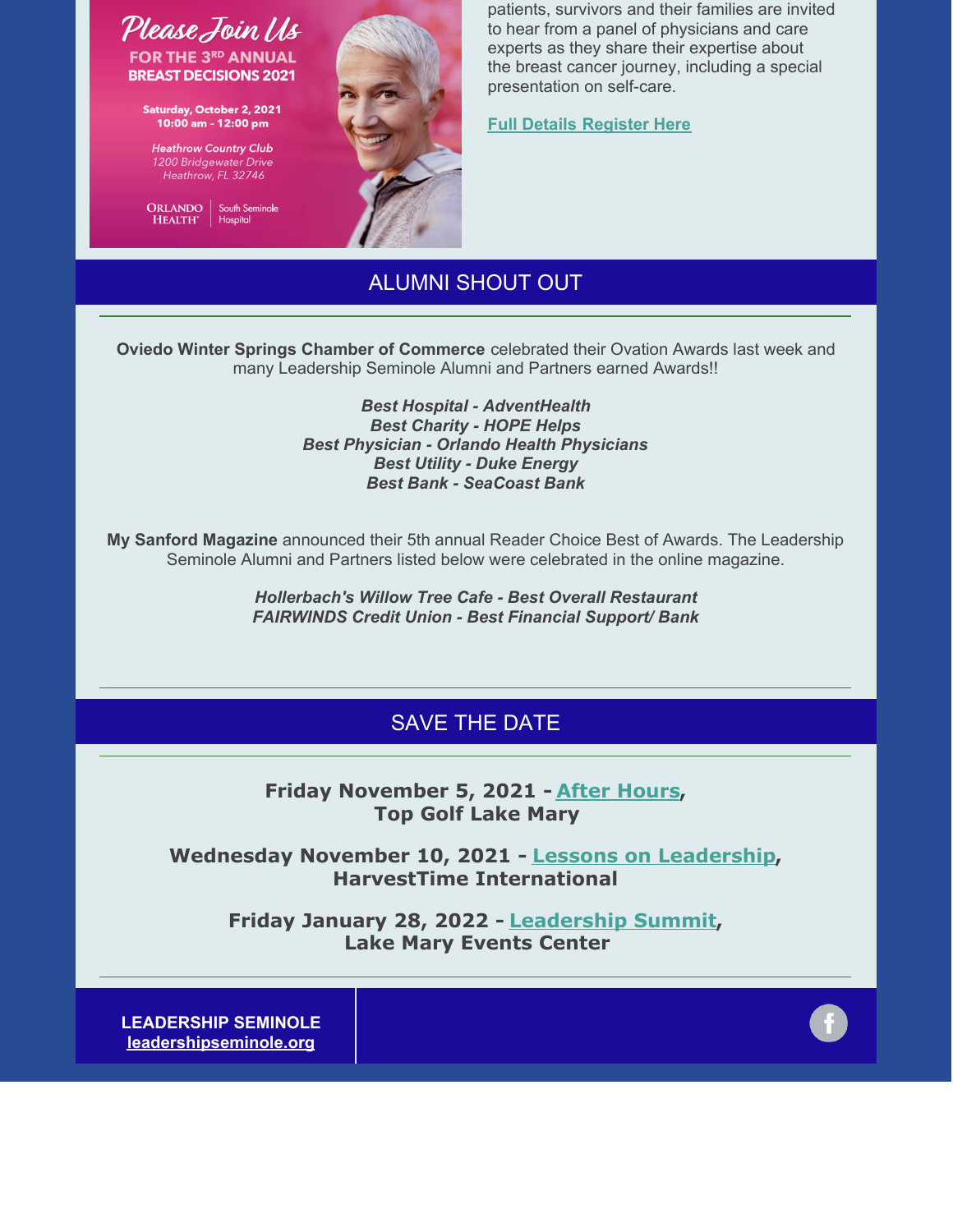Please Join Us

FOR THE 3RD ANNUAL
BREAST DECISIONS 2021

Saturday, October 2, 2021
10:00 am - 12:00 pm

Heathrow Country Club
1200 Bridgewater Drive
Heathrow, FL 32746

ORLANDO HEALTH | South Seminole Hospital

patients, survivors and their families are invited to hear from a panel of physicians and care experts as they share their expertise about the breast cancer journey, including a special presentation on self-care.

**Full Details Register Here**

## ALUMNI SHOUT OUT

**Oviedo Winter Springs Chamber of Commerce** celebrated their Ovation Awards last week and many Leadership Seminole Alumni and Partners earned Awards!!

***Best Hospital - AdventHealth***
***Best Charity - HOPE Helps***
***Best Physician - Orlando Health Physicians***
***Best Utility - Duke Energy***
***Best Bank - SeaCoast Bank***

**My Sanford Magazine** announced their 5th annual Reader Choice Best of Awards. The Leadership Seminole Alumni and Partners listed below were celebrated in the online magazine.

***Hollerbach's Willow Tree Cafe - Best Overall Restaurant***
***FAIRWINDS Credit Union - Best Financial Support/ Bank***

## SAVE THE DATE

**Friday November 5, 2021 - After Hours,**
**Top Golf Lake Mary**

**Wednesday November 10, 2021 - Lessons on Leadership,**
**HarvestTime International**

**Friday January 28, 2022 - Leadership Summit,**
**Lake Mary Events Center**

**LEADERSHIP SEMINOLE**
**leadershipseminole.org**